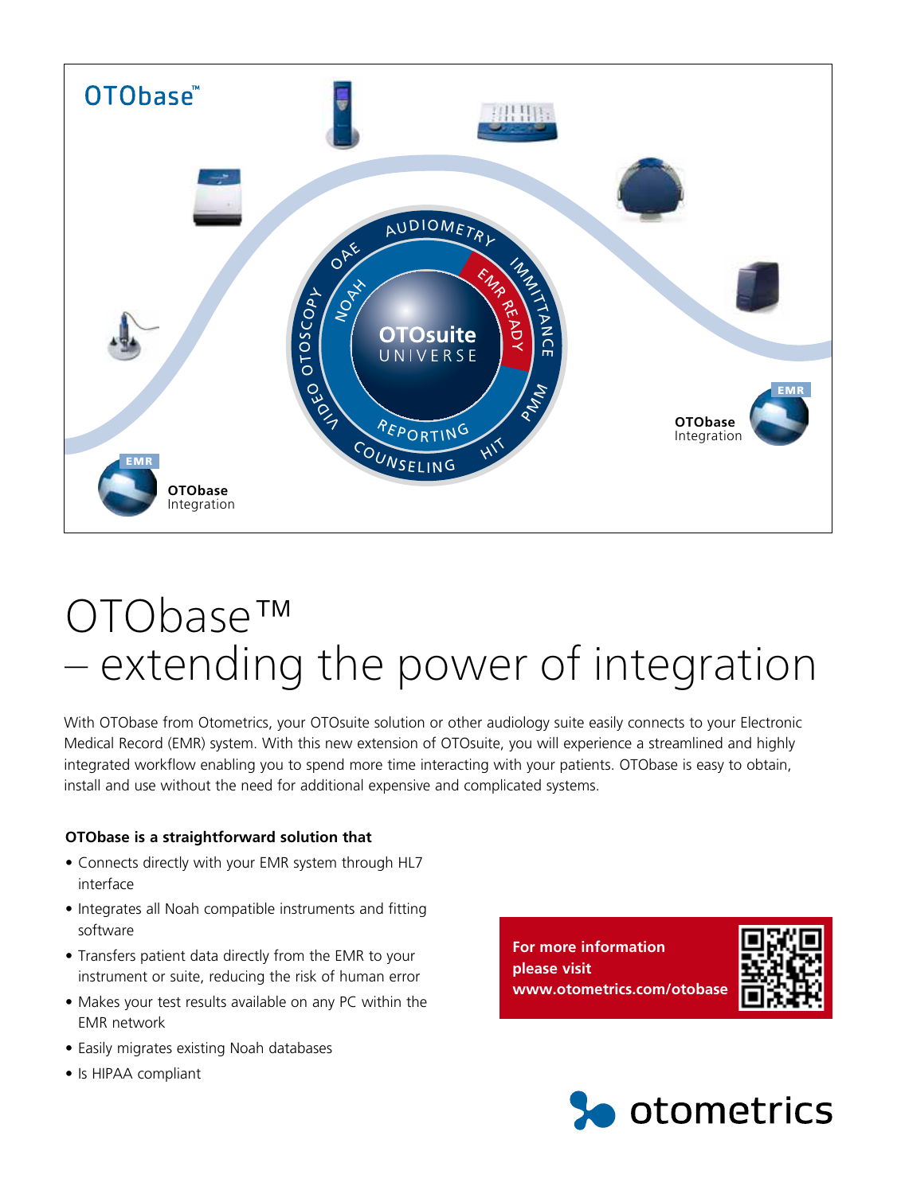OTObase™

OTOsuite UNIVERSE

AUDIOMETRY · IMMITTANCE · PMM · HIT · COUNSELING · REPORTING · VIDEO OTOSCOPY · OAE · NOAH · EMR READY

**OTObase** Integration

**OTObase** Integration

# OTObase™ – extending the power of integration

With OTObase from Otometrics, your OTOsuite solution or other audiology suite easily connects to your Electronic Medical Record (EMR) system. With this new extension of OTOsuite, you will experience a streamlined and highly integrated workflow enabling you to spend more time interacting with your patients. OTObase is easy to obtain, install and use without the need for additional expensive and complicated systems.

**OTObase is a straightforward solution that**

- Connects directly with your EMR system through HL7 interface
- Integrates all Noah compatible instruments and fitting software
- Transfers patient data directly from the EMR to your instrument or suite, reducing the risk of human error
- Makes your test results available on any PC within the EMR network
- Easily migrates existing Noah databases
- Is HIPAA compliant

**For more information please visit www.otometrics.com/otobase**

otometrics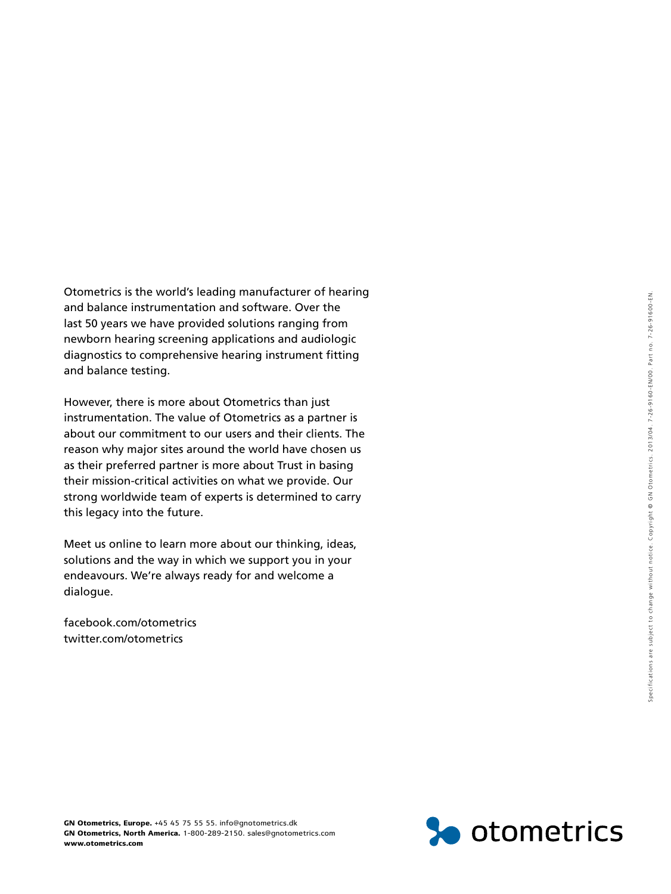Otometrics is the world's leading manufacturer of hearing and balance instrumentation and software. Over the last 50 years we have provided solutions ranging from newborn hearing screening applications and audiologic diagnostics to comprehensive hearing instrument fitting and balance testing.

However, there is more about Otometrics than just instrumentation. The value of Otometrics as a partner is about our commitment to our users and their clients. The reason why major sites around the world have chosen us as their preferred partner is more about Trust in basing their mission-critical activities on what we provide. Our strong worldwide team of experts is determined to carry this legacy into the future.

Meet us online to learn more about our thinking, ideas, solutions and the way in which we support you in your endeavours. We're always ready for and welcome a dialogue.

facebook.com/otometrics
twitter.com/otometrics

Specifications are subject to change without notice. Copyright © GN Otometrics. 2013/04. 7-26-9160-EN/00. Part no. 7-26-91600-EN.

**GN Otometrics, Europe.** +45 45 75 55 55. info@gnotometrics.dk
**GN Otometrics, North America.** 1-800-289-2150. sales@gnotometrics.com
**www.otometrics.com**

otometrics